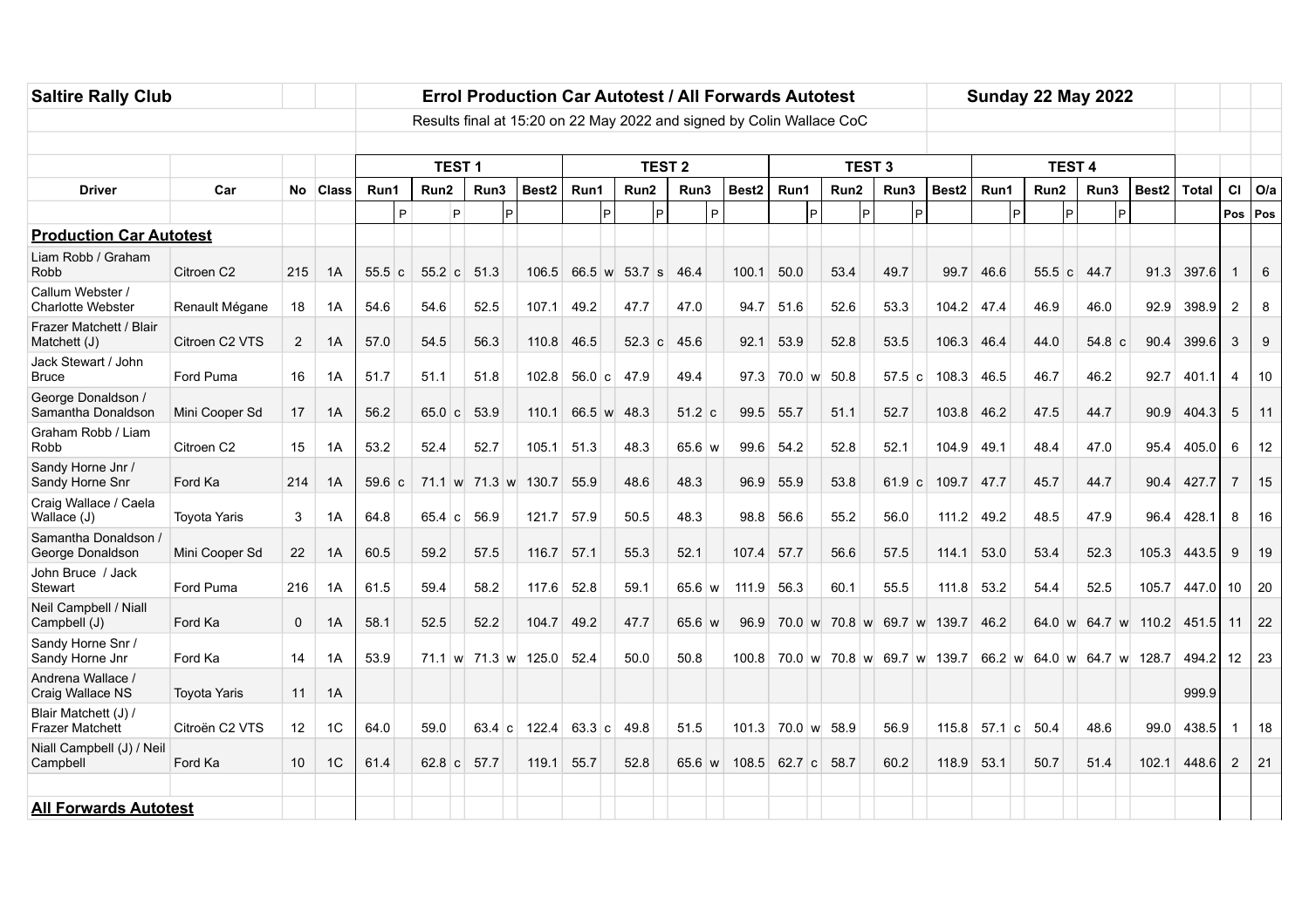**Saltire Rally Club** — **Errol Production Car Autotest / All Forwards Autotest** — **Sunday 22 May 2022**

Results final at 15:20 on 22 May 2022 and signed by Colin Wallace CoC

| Driver | Car | No | Class | TEST 1 | | | | | | | TEST 2 | | | | | | | TEST 3 | | | | | | | TEST 4 | | | | | | | Total | Cl | O/a |
|---|---|---|---|---|---|---|---|---|---|---|---|---|---|---|---|---|---|---|---|---|---|---|---|---|---|---|---|---|---|---|---|---|---|---|
| | | | | Run1 | | Run2 | | Run3 | | Best2 | Run1 | | Run2 | | Run3 | | Best2 | Run1 | | Run2 | | Run3 | | Best2 | Run1 | | Run2 | | Run3 | | Best2 | | | |
| | | | | | P | | P | | P | | | P | | P | | P | | | P | | P | | P | | | P | | P | | P | | | Pos | Pos |
| **Production Car Autotest** | | | | | | | | | | | | | | | | | | | | | | | | | | | | | | | | | | |
| Liam Robb / Graham Robb | Citroen C2 | 215 | 1A | 55.5 | c | 55.2 | c | 51.3 | | 106.5 | 66.5 | w | 53.7 | s | 46.4 | | 100.1 | 50.0 | | 53.4 | | 49.7 | | 99.7 | 46.6 | | 55.5 | c | 44.7 | | 91.3 | 397.6 | 1 | 6 |
| Callum Webster / Charlotte Webster | Renault Mégane | 18 | 1A | 54.6 | | 54.6 | | 52.5 | | 107.1 | 49.2 | | 47.7 | | 47.0 | | 94.7 | 51.6 | | 52.6 | | 53.3 | | 104.2 | 47.4 | | 46.9 | | 46.0 | | 92.9 | 398.9 | 2 | 8 |
| Frazer Matchett / Blair Matchett (J) | Citroen C2 VTS | 2 | 1A | 57.0 | | 54.5 | | 56.3 | | 110.8 | 46.5 | | 52.3 | c | 45.6 | | 92.1 | 53.9 | | 52.8 | | 53.5 | | 106.3 | 46.4 | | 44.0 | | 54.8 | c | 90.4 | 399.6 | 3 | 9 |
| Jack Stewart / John Bruce | Ford Puma | 16 | 1A | 51.7 | | 51.1 | | 51.8 | | 102.8 | 56.0 | c | 47.9 | | 49.4 | | 97.3 | 70.0 | w | 50.8 | | 57.5 | c | 108.3 | 46.5 | | 46.7 | | 46.2 | | 92.7 | 401.1 | 4 | 10 |
| George Donaldson / Samantha Donaldson | Mini Cooper Sd | 17 | 1A | 56.2 | | 65.0 | c | 53.9 | | 110.1 | 66.5 | w | 48.3 | | 51.2 | c | 99.5 | 55.7 | | 51.1 | | 52.7 | | 103.8 | 46.2 | | 47.5 | | 44.7 | | 90.9 | 404.3 | 5 | 11 |
| Graham Robb / Liam Robb | Citroen C2 | 15 | 1A | 53.2 | | 52.4 | | 52.7 | | 105.1 | 51.3 | | 48.3 | | 65.6 | w | 99.6 | 54.2 | | 52.8 | | 52.1 | | 104.9 | 49.1 | | 48.4 | | 47.0 | | 95.4 | 405.0 | 6 | 12 |
| Sandy Horne Jnr / Sandy Horne Snr | Ford Ka | 214 | 1A | 59.6 | c | 71.1 | w | 71.3 | w | 130.7 | 55.9 | | 48.6 | | 48.3 | | 96.9 | 55.9 | | 53.8 | | 61.9 | c | 109.7 | 47.7 | | 45.7 | | 44.7 | | 90.4 | 427.7 | 7 | 15 |
| Craig Wallace / Caela Wallace (J) | Toyota Yaris | 3 | 1A | 64.8 | | 65.4 | c | 56.9 | | 121.7 | 57.9 | | 50.5 | | 48.3 | | 98.8 | 56.6 | | 55.2 | | 56.0 | | 111.2 | 49.2 | | 48.5 | | 47.9 | | 96.4 | 428.1 | 8 | 16 |
| Samantha Donaldson / George Donaldson | Mini Cooper Sd | 22 | 1A | 60.5 | | 59.2 | | 57.5 | | 116.7 | 57.1 | | 55.3 | | 52.1 | | 107.4 | 57.7 | | 56.6 | | 57.5 | | 114.1 | 53.0 | | 53.4 | | 52.3 | | 105.3 | 443.5 | 9 | 19 |
| John Bruce / Jack Stewart | Ford Puma | 216 | 1A | 61.5 | | 59.4 | | 58.2 | | 117.6 | 52.8 | | 59.1 | | 65.6 | w | 111.9 | 56.3 | | 60.1 | | 55.5 | | 111.8 | 53.2 | | 54.4 | | 52.5 | | 105.7 | 447.0 | 10 | 20 |
| Neil Campbell / Niall Campbell (J) | Ford Ka | 0 | 1A | 58.1 | | 52.5 | | 52.2 | | 104.7 | 49.2 | | 47.7 | | 65.6 | w | 96.9 | 70.0 | w | 70.8 | w | 69.7 | w | 139.7 | 46.2 | | 64.0 | w | 64.7 | w | 110.2 | 451.5 | 11 | 22 |
| Sandy Horne Snr / Sandy Horne Jnr | Ford Ka | 14 | 1A | 53.9 | | 71.1 | w | 71.3 | w | 125.0 | 52.4 | | 50.0 | | 50.8 | | 100.8 | 70.0 | w | 70.8 | w | 69.7 | w | 139.7 | 66.2 | w | 64.0 | w | 64.7 | w | 128.7 | 494.2 | 12 | 23 |
| Andrena Wallace / Craig Wallace NS | Toyota Yaris | 11 | 1A | | | | | | | | | | | | | | | | | | | | | | | | | | | | | 999.9 | | |
| Blair Matchett (J) / Frazer Matchett | Citroën C2 VTS | 12 | 1C | 64.0 | | 59.0 | | 63.4 | c | 122.4 | 63.3 | c | 49.8 | | 51.5 | | 101.3 | 70.0 | w | 58.9 | | 56.9 | | 115.8 | 57.1 | c | 50.4 | | 48.6 | | 99.0 | 438.5 | 1 | 18 |
| Niall Campbell (J) / Neil Campbell | Ford Ka | 10 | 1C | 61.4 | | 62.8 | c | 57.7 | | 119.1 | 55.7 | | 52.8 | | 65.6 | w | 108.5 | 62.7 | c | 58.7 | | 60.2 | | 118.9 | 53.1 | | 50.7 | | 51.4 | | 102.1 | 448.6 | 2 | 21 |
| **All Forwards Autotest** | | | | | | | | | | | | | | | | | | | | | | | | | | | | | | | | | | |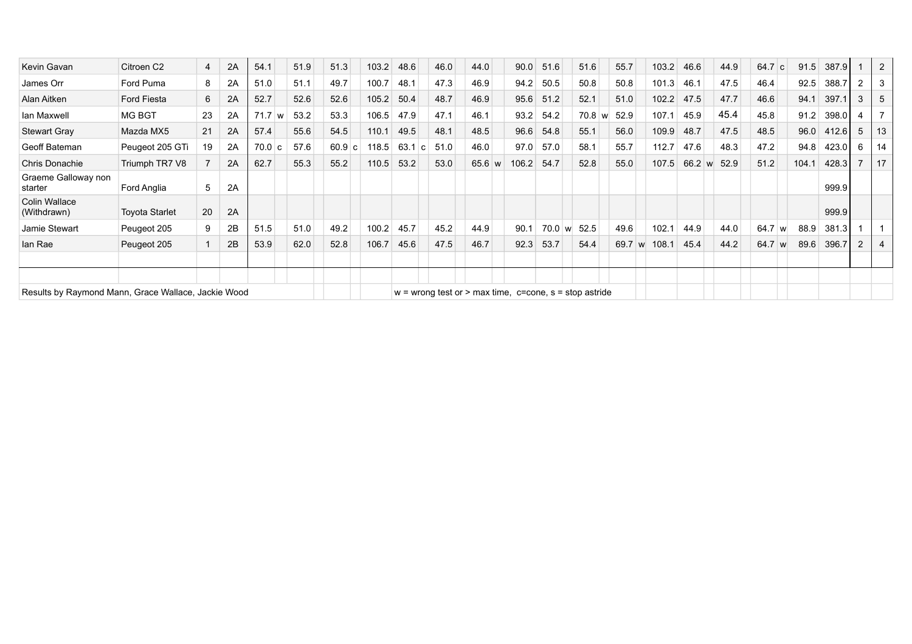| | | | | | | | | | | | | | | | | | | | | | | | | | | | | | | | | | | |
|---|---|---|---|---|---|---|---|---|---|---|---|---|---|---|---|---|---|---|---|---|---|---|---|---|---|---|---|---|---|---|---|---|---|---|
| Kevin Gavan | Citroen C2 | 4 | 2A | 54.1 | | 51.9 | | 51.3 | | 103.2 | 48.6 | | 46.0 | | 44.0 | | 90.0 | 51.6 | | 51.6 | | 55.7 | | 103.2 | 46.6 | | 44.9 | | 64.7 | c | 91.5 | 387.9 | 1 | 2 |
| James Orr | Ford Puma | 8 | 2A | 51.0 | | 51.1 | | 49.7 | | 100.7 | 48.1 | | 47.3 | | 46.9 | | 94.2 | 50.5 | | 50.8 | | 50.8 | | 101.3 | 46.1 | | 47.5 | | 46.4 | | 92.5 | 388.7 | 2 | 3 |
| Alan Aitken | Ford Fiesta | 6 | 2A | 52.7 | | 52.6 | | 52.6 | | 105.2 | 50.4 | | 48.7 | | 46.9 | | 95.6 | 51.2 | | 52.1 | | 51.0 | | 102.2 | 47.5 | | 47.7 | | 46.6 | | 94.1 | 397.1 | 3 | 5 |
| Ian Maxwell | MG BGT | 23 | 2A | 71.7 | w | 53.2 | | 53.3 | | 106.5 | 47.9 | | 47.1 | | 46.1 | | 93.2 | 54.2 | | 70.8 | w | 52.9 | | 107.1 | 45.9 | | 45.4 | | 45.8 | | 91.2 | 398.0 | 4 | 7 |
| Stewart Gray | Mazda MX5 | 21 | 2A | 57.4 | | 55.6 | | 54.5 | | 110.1 | 49.5 | | 48.1 | | 48.5 | | 96.6 | 54.8 | | 55.1 | | 56.0 | | 109.9 | 48.7 | | 47.5 | | 48.5 | | 96.0 | 412.6 | 5 | 13 |
| Geoff Bateman | Peugeot 205 GTi | 19 | 2A | 70.0 | c | 57.6 | | 60.9 | c | 118.5 | 63.1 | c | 51.0 | | 46.0 | | 97.0 | 57.0 | | 58.1 | | 55.7 | | 112.7 | 47.6 | | 48.3 | | 47.2 | | 94.8 | 423.0 | 6 | 14 |
| Chris Donachie | Triumph TR7 V8 | 7 | 2A | 62.7 | | 55.3 | | 55.2 | | 110.5 | 53.2 | | 53.0 | | 65.6 | w | 106.2 | 54.7 | | 52.8 | | 55.0 | | 107.5 | 66.2 | w | 52.9 | | 51.2 | | 104.1 | 428.3 | 7 | 17 |
| Graeme Galloway non starter | Ford Anglia | 5 | 2A | | | | | | | | | | | | | | | | | | | | | | | | | | | | | 999.9 | | |
| Colin Wallace (Withdrawn) | Toyota Starlet | 20 | 2A | | | | | | | | | | | | | | | | | | | | | | | | | | | | | 999.9 | | |
| Jamie Stewart | Peugeot 205 | 9 | 2B | 51.5 | | 51.0 | | 49.2 | | 100.2 | 45.7 | | 45.2 | | 44.9 | | 90.1 | 70.0 | w | 52.5 | | 49.6 | | 102.1 | 44.9 | | 44.0 | | 64.7 | w | 88.9 | 381.3 | 1 | 1 |
| Ian Rae | Peugeot 205 | 1 | 2B | 53.9 | | 62.0 | | 52.8 | | 106.7 | 45.6 | | 47.5 | | 46.7 | | 92.3 | 53.7 | | 54.4 | | 69.7 | w | 108.1 | 45.4 | | 44.2 | | 64.7 | w | 89.6 | 396.7 | 2 | 4 |

Results by Raymond Mann, Grace Wallace, Jackie Wood

w = wrong test or > max time, c=cone, s = stop astride